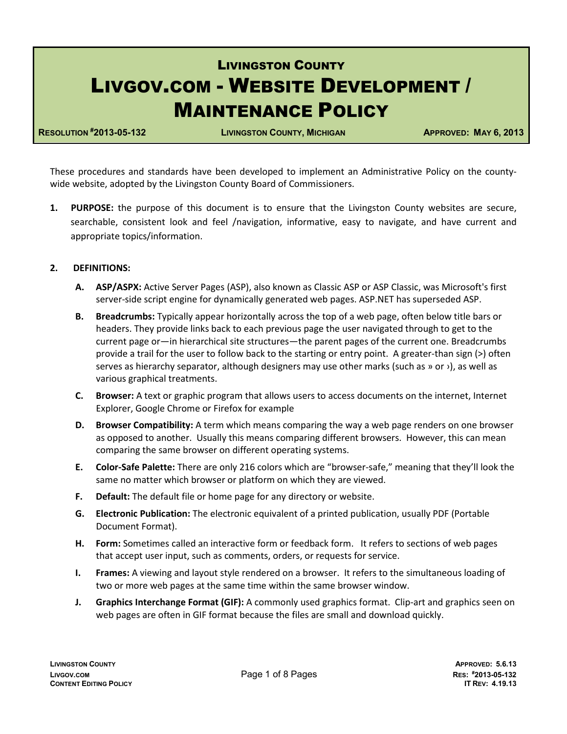# Livingston County

# Livgov.com - Website Development / Maintenance Policy

**Resolution #2013-05-132** **Livingston County, Michigan** **Approved: May 6, 2013**

These procedures and standards have been developed to implement an Administrative Policy on the county-wide website, adopted by the Livingston County Board of Commissioners.

1. **PURPOSE:** the purpose of this document is to ensure that the Livingston County websites are secure, searchable, consistent look and feel /navigation, informative, easy to navigate, and have current and appropriate topics/information.

2. **DEFINITIONS:**

   A. **ASP/ASPX:** Active Server Pages (ASP), also known as Classic ASP or ASP Classic, was Microsoft's first server-side script engine for dynamically generated web pages. ASP.NET has superseded ASP.

   B. **Breadcrumbs:** Typically appear horizontally across the top of a web page, often below title bars or headers. They provide links back to each previous page the user navigated through to get to the current page or—in hierarchical site structures—the parent pages of the current one. Breadcrumbs provide a trail for the user to follow back to the starting or entry point. A greater-than sign (>) often serves as hierarchy separator, although designers may use other marks (such as » or ›), as well as various graphical treatments.

   C. **Browser:** A text or graphic program that allows users to access documents on the internet, Internet Explorer, Google Chrome or Firefox for example

   D. **Browser Compatibility:** A term which means comparing the way a web page renders on one browser as opposed to another. Usually this means comparing different browsers. However, this can mean comparing the same browser on different operating systems.

   E. **Color-Safe Palette:** There are only 216 colors which are "browser-safe," meaning that they'll look the same no matter which browser or platform on which they are viewed.

   F. **Default:** The default file or home page for any directory or website.

   G. **Electronic Publication:** The electronic equivalent of a printed publication, usually PDF (Portable Document Format).

   H. **Form:** Sometimes called an interactive form or feedback form. It refers to sections of web pages that accept user input, such as comments, orders, or requests for service.

   I. **Frames:** A viewing and layout style rendered on a browser. It refers to the simultaneous loading of two or more web pages at the same time within the same browser window.

   J. **Graphics Interchange Format (GIF):** A commonly used graphics format. Clip-art and graphics seen on web pages are often in GIF format because the files are small and download quickly.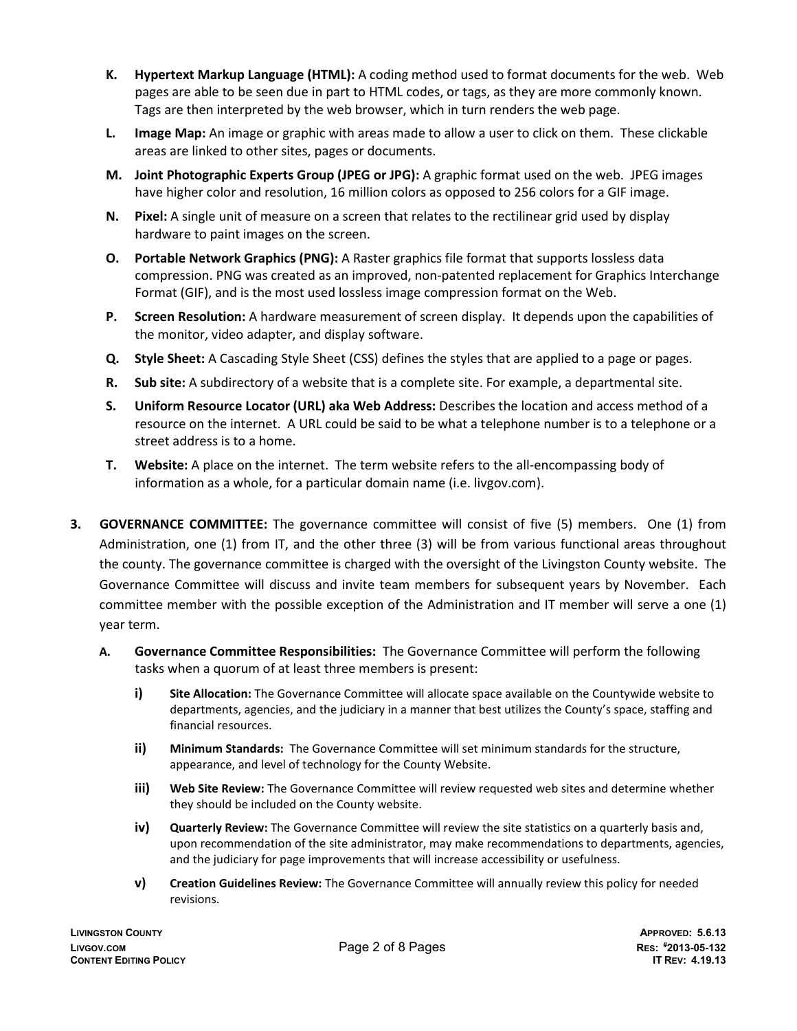**K. Hypertext Markup Language (HTML):** A coding method used to format documents for the web. Web pages are able to be seen due in part to HTML codes, or tags, as they are more commonly known. Tags are then interpreted by the web browser, which in turn renders the web page.

**L. Image Map:** An image or graphic with areas made to allow a user to click on them. These clickable areas are linked to other sites, pages or documents.

**M. Joint Photographic Experts Group (JPEG or JPG):** A graphic format used on the web. JPEG images have higher color and resolution, 16 million colors as opposed to 256 colors for a GIF image.

**N. Pixel:** A single unit of measure on a screen that relates to the rectilinear grid used by display hardware to paint images on the screen.

**O. Portable Network Graphics (PNG):** A Raster graphics file format that supports lossless data compression. PNG was created as an improved, non-patented replacement for Graphics Interchange Format (GIF), and is the most used lossless image compression format on the Web.

**P. Screen Resolution:** A hardware measurement of screen display. It depends upon the capabilities of the monitor, video adapter, and display software.

**Q. Style Sheet:** A Cascading Style Sheet (CSS) defines the styles that are applied to a page or pages.

**R. Sub site:** A subdirectory of a website that is a complete site. For example, a departmental site.

**S. Uniform Resource Locator (URL) aka Web Address:** Describes the location and access method of a resource on the internet. A URL could be said to be what a telephone number is to a telephone or a street address is to a home.

**T. Website:** A place on the internet. The term website refers to the all-encompassing body of information as a whole, for a particular domain name (i.e. livgov.com).

**3. GOVERNANCE COMMITTEE:** The governance committee will consist of five (5) members. One (1) from Administration, one (1) from IT, and the other three (3) will be from various functional areas throughout the county. The governance committee is charged with the oversight of the Livingston County website. The Governance Committee will discuss and invite team members for subsequent years by November. Each committee member with the possible exception of the Administration and IT member will serve a one (1) year term.

**A. Governance Committee Responsibilities:** The Governance Committee will perform the following tasks when a quorum of at least three members is present:

**i) Site Allocation:** The Governance Committee will allocate space available on the Countywide website to departments, agencies, and the judiciary in a manner that best utilizes the County's space, staffing and financial resources.

**ii) Minimum Standards:** The Governance Committee will set minimum standards for the structure, appearance, and level of technology for the County Website.

**iii) Web Site Review:** The Governance Committee will review requested web sites and determine whether they should be included on the County website.

**iv) Quarterly Review:** The Governance Committee will review the site statistics on a quarterly basis and, upon recommendation of the site administrator, may make recommendations to departments, agencies, and the judiciary for page improvements that will increase accessibility or usefulness.

**v) Creation Guidelines Review:** The Governance Committee will annually review this policy for needed revisions.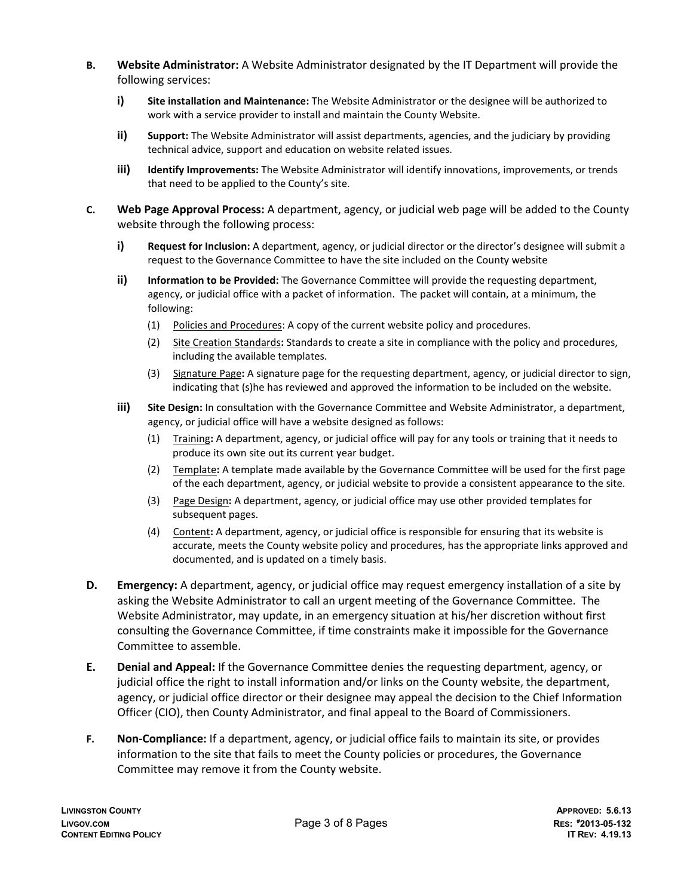**B. Website Administrator:** A Website Administrator designated by the IT Department will provide the following services:

- **i) Site installation and Maintenance:** The Website Administrator or the designee will be authorized to work with a service provider to install and maintain the County Website.
- **ii) Support:** The Website Administrator will assist departments, agencies, and the judiciary by providing technical advice, support and education on website related issues.
- **iii) Identify Improvements:** The Website Administrator will identify innovations, improvements, or trends that need to be applied to the County's site.

**C. Web Page Approval Process:** A department, agency, or judicial web page will be added to the County website through the following process:

- **i) Request for Inclusion:** A department, agency, or judicial director or the director's designee will submit a request to the Governance Committee to have the site included on the County website
- **ii) Information to be Provided:** The Governance Committee will provide the requesting department, agency, or judicial office with a packet of information. The packet will contain, at a minimum, the following:
  - (1) Policies and Procedures: A copy of the current website policy and procedures.
  - (2) Site Creation Standards**:** Standards to create a site in compliance with the policy and procedures, including the available templates.
  - (3) Signature Page**:** A signature page for the requesting department, agency, or judicial director to sign, indicating that (s)he has reviewed and approved the information to be included on the website.
- **iii) Site Design:** In consultation with the Governance Committee and Website Administrator, a department, agency, or judicial office will have a website designed as follows:
  - (1) Training**:** A department, agency, or judicial office will pay for any tools or training that it needs to produce its own site out its current year budget.
  - (2) Template**:** A template made available by the Governance Committee will be used for the first page of the each department, agency, or judicial website to provide a consistent appearance to the site.
  - (3) Page Design**:** A department, agency, or judicial office may use other provided templates for subsequent pages.
  - (4) Content**:** A department, agency, or judicial office is responsible for ensuring that its website is accurate, meets the County website policy and procedures, has the appropriate links approved and documented, and is updated on a timely basis.

**D. Emergency:** A department, agency, or judicial office may request emergency installation of a site by asking the Website Administrator to call an urgent meeting of the Governance Committee. The Website Administrator, may update, in an emergency situation at his/her discretion without first consulting the Governance Committee, if time constraints make it impossible for the Governance Committee to assemble.

**E. Denial and Appeal:** If the Governance Committee denies the requesting department, agency, or judicial office the right to install information and/or links on the County website, the department, agency, or judicial office director or their designee may appeal the decision to the Chief Information Officer (CIO), then County Administrator, and final appeal to the Board of Commissioners.

**F. Non-Compliance:** If a department, agency, or judicial office fails to maintain its site, or provides information to the site that fails to meet the County policies or procedures, the Governance Committee may remove it from the County website.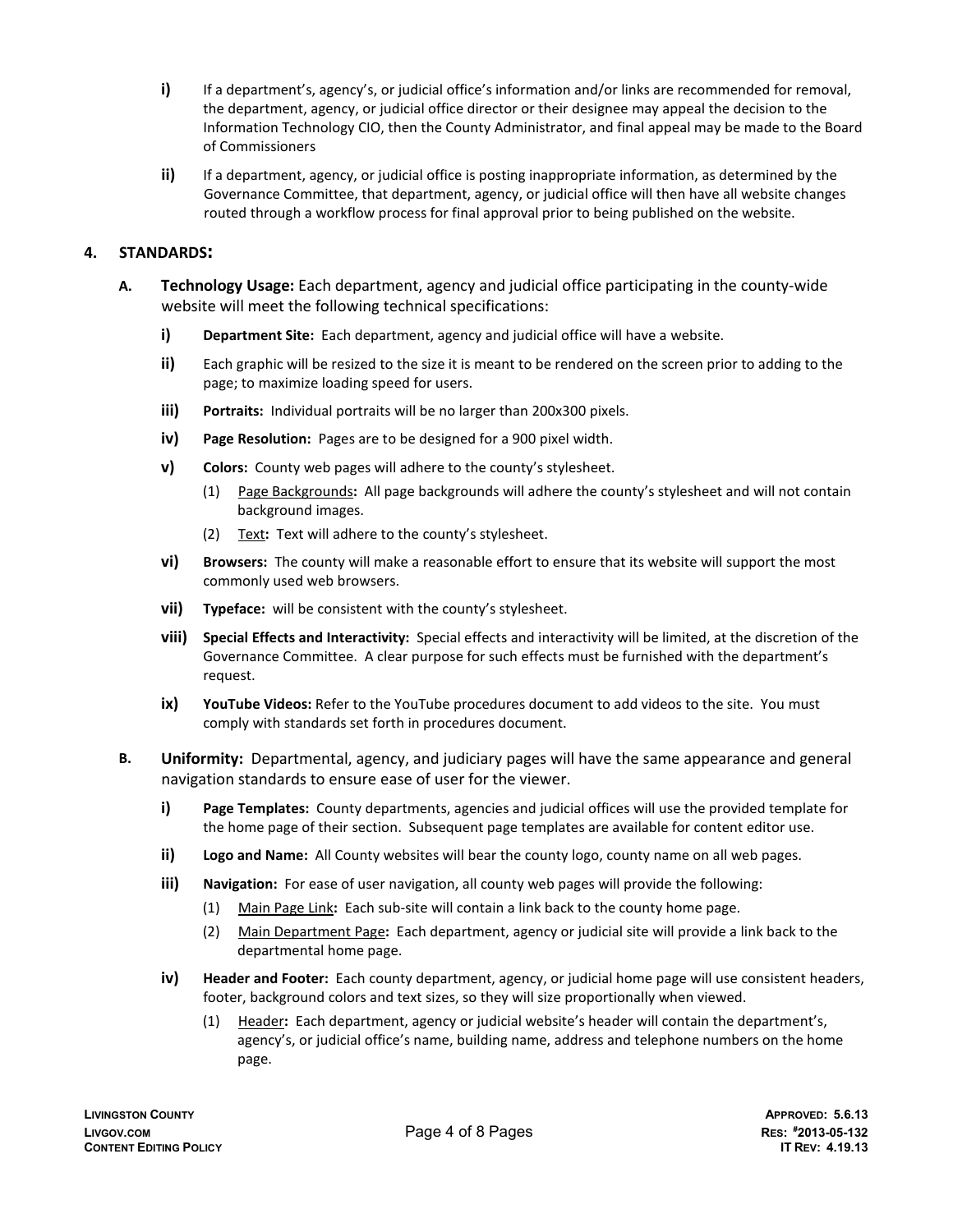- **i)** If a department's, agency's, or judicial office's information and/or links are recommended for removal, the department, agency, or judicial office director or their designee may appeal the decision to the Information Technology CIO, then the County Administrator, and final appeal may be made to the Board of Commissioners
- **ii)** If a department, agency, or judicial office is posting inappropriate information, as determined by the Governance Committee, that department, agency, or judicial office will then have all website changes routed through a workflow process for final approval prior to being published on the website.

## 4. STANDARDS:

### A. Technology Usage: Each department, agency and judicial office participating in the county-wide website will meet the following technical specifications:

- **i)** **Department Site:** Each department, agency and judicial office will have a website.
- **ii)** Each graphic will be resized to the size it is meant to be rendered on the screen prior to adding to the page; to maximize loading speed for users.
- **iii)** **Portraits:** Individual portraits will be no larger than 200x300 pixels.
- **iv)** **Page Resolution:** Pages are to be designed for a 900 pixel width.
- **v)** **Colors:** County web pages will adhere to the county's stylesheet.
  - (1) Page Backgrounds**:** All page backgrounds will adhere the county's stylesheet and will not contain background images.
  - (2) Text**:** Text will adhere to the county's stylesheet.
- **vi)** **Browsers:** The county will make a reasonable effort to ensure that its website will support the most commonly used web browsers.
- **vii)** **Typeface:** will be consistent with the county's stylesheet.
- **viii)** **Special Effects and Interactivity:** Special effects and interactivity will be limited, at the discretion of the Governance Committee. A clear purpose for such effects must be furnished with the department's request.
- **ix)** **YouTube Videos:** Refer to the YouTube procedures document to add videos to the site. You must comply with standards set forth in procedures document.

### B. Uniformity: Departmental, agency, and judiciary pages will have the same appearance and general navigation standards to ensure ease of user for the viewer.

- **i)** **Page Templates:** County departments, agencies and judicial offices will use the provided template for the home page of their section. Subsequent page templates are available for content editor use.
- **ii)** **Logo and Name:** All County websites will bear the county logo, county name on all web pages.
- **iii)** **Navigation:** For ease of user navigation, all county web pages will provide the following:
  - (1) Main Page Link**:** Each sub-site will contain a link back to the county home page.
  - (2) Main Department Page**:** Each department, agency or judicial site will provide a link back to the departmental home page.
- **iv)** **Header and Footer:** Each county department, agency, or judicial home page will use consistent headers, footer, background colors and text sizes, so they will size proportionally when viewed.
  - (1) Header**:** Each department, agency or judicial website's header will contain the department's, agency's, or judicial office's name, building name, address and telephone numbers on the home page.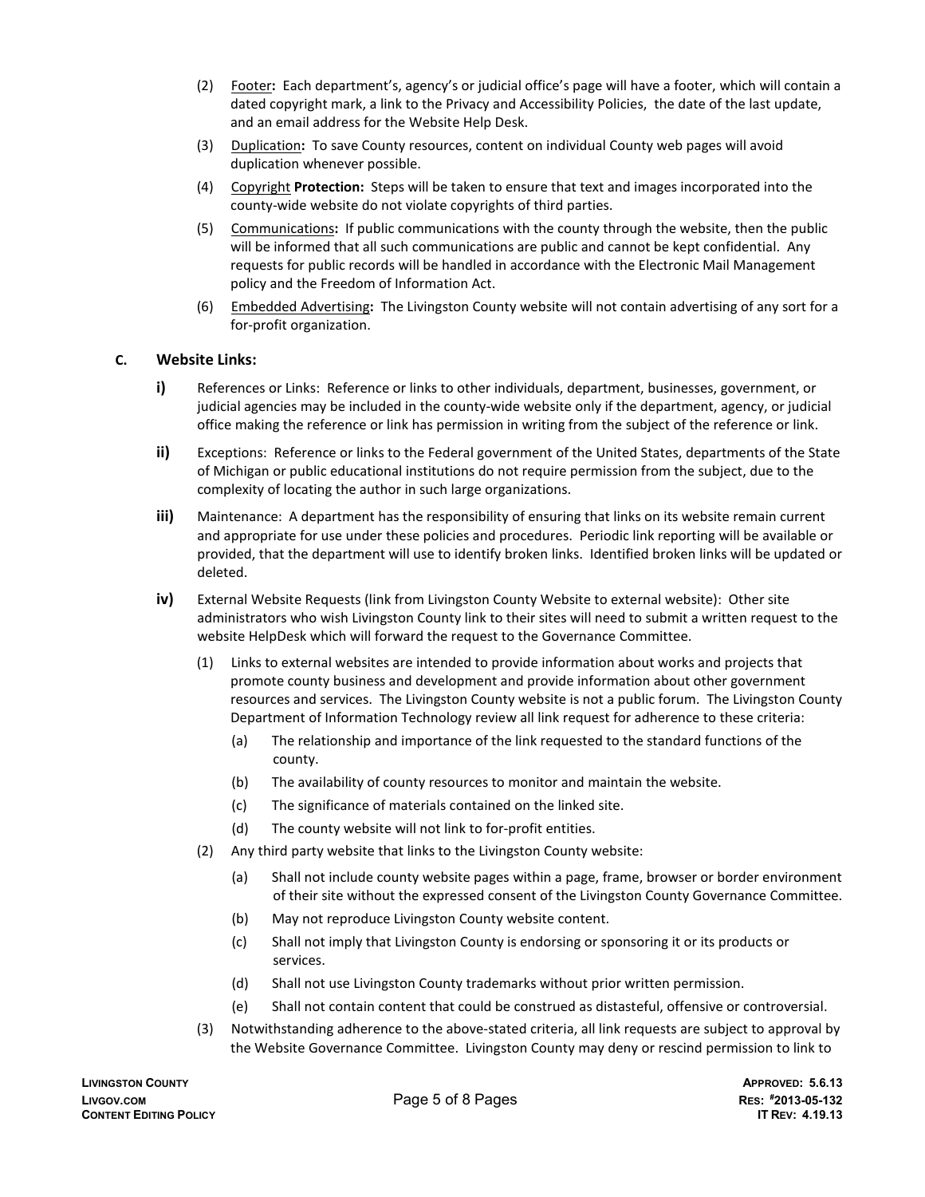(2) Footer**:** Each department's, agency's or judicial office's page will have a footer, which will contain a dated copyright mark, a link to the Privacy and Accessibility Policies, the date of the last update, and an email address for the Website Help Desk.

(3) Duplication**:** To save County resources, content on individual County web pages will avoid duplication whenever possible.

(4) Copyright **Protection:** Steps will be taken to ensure that text and images incorporated into the county-wide website do not violate copyrights of third parties.

(5) Communications**:** If public communications with the county through the website, then the public will be informed that all such communications are public and cannot be kept confidential. Any requests for public records will be handled in accordance with the Electronic Mail Management policy and the Freedom of Information Act.

(6) Embedded Advertising**:** The Livingston County website will not contain advertising of any sort for a for-profit organization.

**C. Website Links:**

**i)** References or Links: Reference or links to other individuals, department, businesses, government, or judicial agencies may be included in the county-wide website only if the department, agency, or judicial office making the reference or link has permission in writing from the subject of the reference or link.

**ii)** Exceptions: Reference or links to the Federal government of the United States, departments of the State of Michigan or public educational institutions do not require permission from the subject, due to the complexity of locating the author in such large organizations.

**iii)** Maintenance: A department has the responsibility of ensuring that links on its website remain current and appropriate for use under these policies and procedures. Periodic link reporting will be available or provided, that the department will use to identify broken links. Identified broken links will be updated or deleted.

**iv)** External Website Requests (link from Livingston County Website to external website): Other site administrators who wish Livingston County link to their sites will need to submit a written request to the website HelpDesk which will forward the request to the Governance Committee.

(1) Links to external websites are intended to provide information about works and projects that promote county business and development and provide information about other government resources and services. The Livingston County website is not a public forum. The Livingston County Department of Information Technology review all link request for adherence to these criteria:

(a) The relationship and importance of the link requested to the standard functions of the county.

(b) The availability of county resources to monitor and maintain the website.

(c) The significance of materials contained on the linked site.

(d) The county website will not link to for-profit entities.

(2) Any third party website that links to the Livingston County website:

(a) Shall not include county website pages within a page, frame, browser or border environment of their site without the expressed consent of the Livingston County Governance Committee.

(b) May not reproduce Livingston County website content.

(c) Shall not imply that Livingston County is endorsing or sponsoring it or its products or services.

(d) Shall not use Livingston County trademarks without prior written permission.

(e) Shall not contain content that could be construed as distasteful, offensive or controversial.

(3) Notwithstanding adherence to the above-stated criteria, all link requests are subject to approval by the Website Governance Committee. Livingston County may deny or rescind permission to link to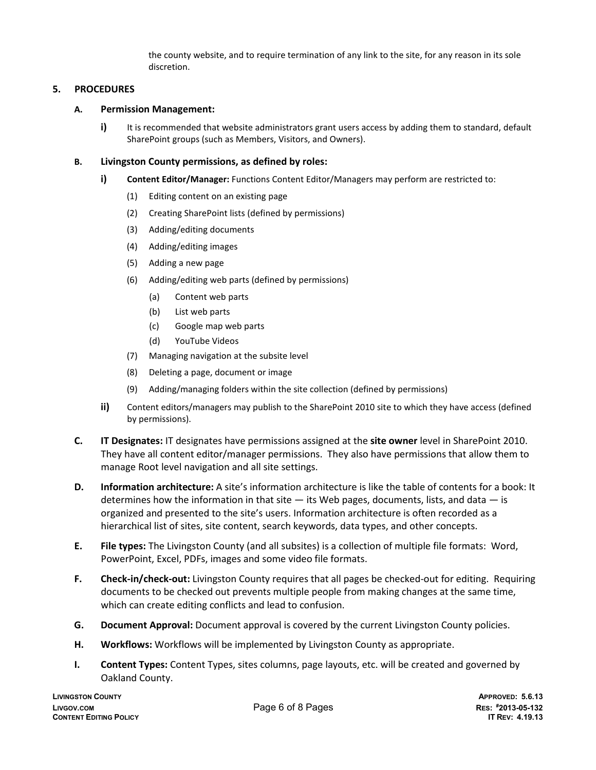the county website, and to require termination of any link to the site, for any reason in its sole discretion.

## 5. PROCEDURES

### A. Permission Management:

**i)** It is recommended that website administrators grant users access by adding them to standard, default SharePoint groups (such as Members, Visitors, and Owners).

### B. Livingston County permissions, as defined by roles:

**i)** **Content Editor/Manager:** Functions Content Editor/Managers may perform are restricted to:

(1) Editing content on an existing page

(2) Creating SharePoint lists (defined by permissions)

(3) Adding/editing documents

(4) Adding/editing images

(5) Adding a new page

(6) Adding/editing web parts (defined by permissions)

- (a) Content web parts
- (b) List web parts
- (c) Google map web parts
- (d) YouTube Videos

(7) Managing navigation at the subsite level

(8) Deleting a page, document or image

(9) Adding/managing folders within the site collection (defined by permissions)

**ii)** Content editors/managers may publish to the SharePoint 2010 site to which they have access (defined by permissions).

**C. IT Designates:** IT designates have permissions assigned at the **site owner** level in SharePoint 2010. They have all content editor/manager permissions. They also have permissions that allow them to manage Root level navigation and all site settings.

**D. Information architecture:** A site's information architecture is like the table of contents for a book: It determines how the information in that site — its Web pages, documents, lists, and data — is organized and presented to the site's users. Information architecture is often recorded as a hierarchical list of sites, site content, search keywords, data types, and other concepts.

**E. File types:** The Livingston County (and all subsites) is a collection of multiple file formats: Word, PowerPoint, Excel, PDFs, images and some video file formats.

**F. Check-in/check-out:** Livingston County requires that all pages be checked-out for editing. Requiring documents to be checked out prevents multiple people from making changes at the same time, which can create editing conflicts and lead to confusion.

**G. Document Approval:** Document approval is covered by the current Livingston County policies.

**H. Workflows:** Workflows will be implemented by Livingston County as appropriate.

**I. Content Types:** Content Types, sites columns, page layouts, etc. will be created and governed by Oakland County.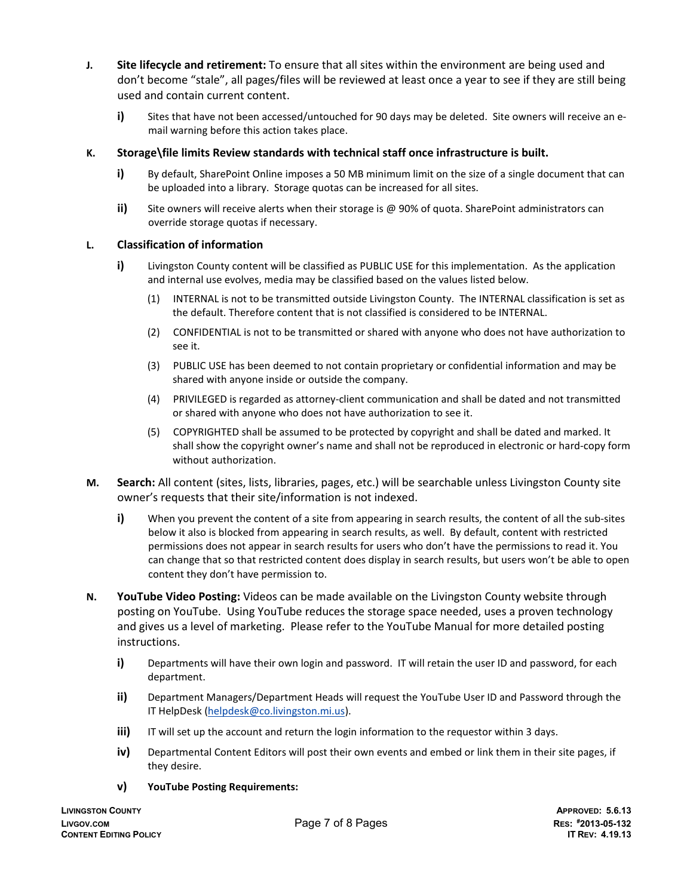**J. Site lifecycle and retirement:** To ensure that all sites within the environment are being used and don't become "stale", all pages/files will be reviewed at least once a year to see if they are still being used and contain current content.

- **i)** Sites that have not been accessed/untouched for 90 days may be deleted. Site owners will receive an e-mail warning before this action takes place.

**K. Storage\file limits Review standards with technical staff once infrastructure is built.**

- **i)** By default, SharePoint Online imposes a 50 MB minimum limit on the size of a single document that can be uploaded into a library. Storage quotas can be increased for all sites.
- **ii)** Site owners will receive alerts when their storage is @ 90% of quota. SharePoint administrators can override storage quotas if necessary.

**L. Classification of information**

- **i)** Livingston County content will be classified as PUBLIC USE for this implementation. As the application and internal use evolves, media may be classified based on the values listed below.
  - (1) INTERNAL is not to be transmitted outside Livingston County. The INTERNAL classification is set as the default. Therefore content that is not classified is considered to be INTERNAL.
  - (2) CONFIDENTIAL is not to be transmitted or shared with anyone who does not have authorization to see it.
  - (3) PUBLIC USE has been deemed to not contain proprietary or confidential information and may be shared with anyone inside or outside the company.
  - (4) PRIVILEGED is regarded as attorney-client communication and shall be dated and not transmitted or shared with anyone who does not have authorization to see it.
  - (5) COPYRIGHTED shall be assumed to be protected by copyright and shall be dated and marked. It shall show the copyright owner's name and shall not be reproduced in electronic or hard-copy form without authorization.

**M. Search:** All content (sites, lists, libraries, pages, etc.) will be searchable unless Livingston County site owner's requests that their site/information is not indexed.

- **i)** When you prevent the content of a site from appearing in search results, the content of all the sub-sites below it also is blocked from appearing in search results, as well. By default, content with restricted permissions does not appear in search results for users who don't have the permissions to read it. You can change that so that restricted content does display in search results, but users won't be able to open content they don't have permission to.

**N. YouTube Video Posting:** Videos can be made available on the Livingston County website through posting on YouTube. Using YouTube reduces the storage space needed, uses a proven technology and gives us a level of marketing. Please refer to the YouTube Manual for more detailed posting instructions.

- **i)** Departments will have their own login and password. IT will retain the user ID and password, for each department.
- **ii)** Department Managers/Department Heads will request the YouTube User ID and Password through the IT HelpDesk (helpdesk@co.livingston.mi.us).
- **iii)** IT will set up the account and return the login information to the requestor within 3 days.
- **iv)** Departmental Content Editors will post their own events and embed or link them in their site pages, if they desire.
- **v) YouTube Posting Requirements:**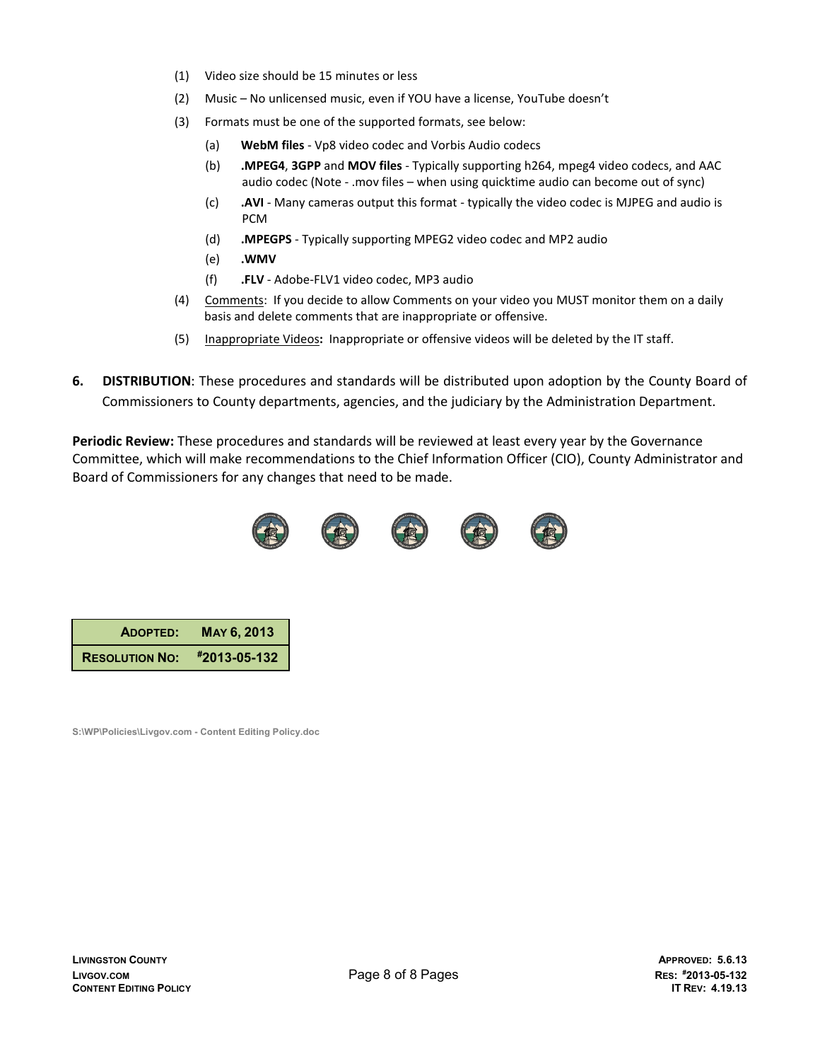(1) Video size should be 15 minutes or less

(2) Music – No unlicensed music, even if YOU have a license, YouTube doesn't

(3) Formats must be one of the supported formats, see below:

   (a) **WebM files** - Vp8 video codec and Vorbis Audio codecs

   (b) **.MPEG4**, **3GPP** and **MOV files** - Typically supporting h264, mpeg4 video codecs, and AAC audio codec (Note - .mov files – when using quicktime audio can become out of sync)

   (c) **.AVI** - Many cameras output this format - typically the video codec is MJPEG and audio is PCM

   (d) **.MPEGPS** - Typically supporting MPEG2 video codec and MP2 audio

   (e) **.WMV**

   (f) **.FLV** - Adobe-FLV1 video codec, MP3 audio

(4) Comments: If you decide to allow Comments on your video you MUST monitor them on a daily basis and delete comments that are inappropriate or offensive.

(5) Inappropriate Videos**:** Inappropriate or offensive videos will be deleted by the IT staff.

**6. DISTRIBUTION**: These procedures and standards will be distributed upon adoption by the County Board of Commissioners to County departments, agencies, and the judiciary by the Administration Department.

**Periodic Review:** These procedures and standards will be reviewed at least every year by the Governance Committee, which will make recommendations to the Chief Information Officer (CIO), County Administrator and Board of Commissioners for any changes that need to be made.

| | |
|---|---|
| **ADOPTED:** | **MAY 6, 2013** |
| **RESOLUTION NO:** | **#2013-05-132** |

S:\WP\Policies\Livgov.com - Content Editing Policy.doc